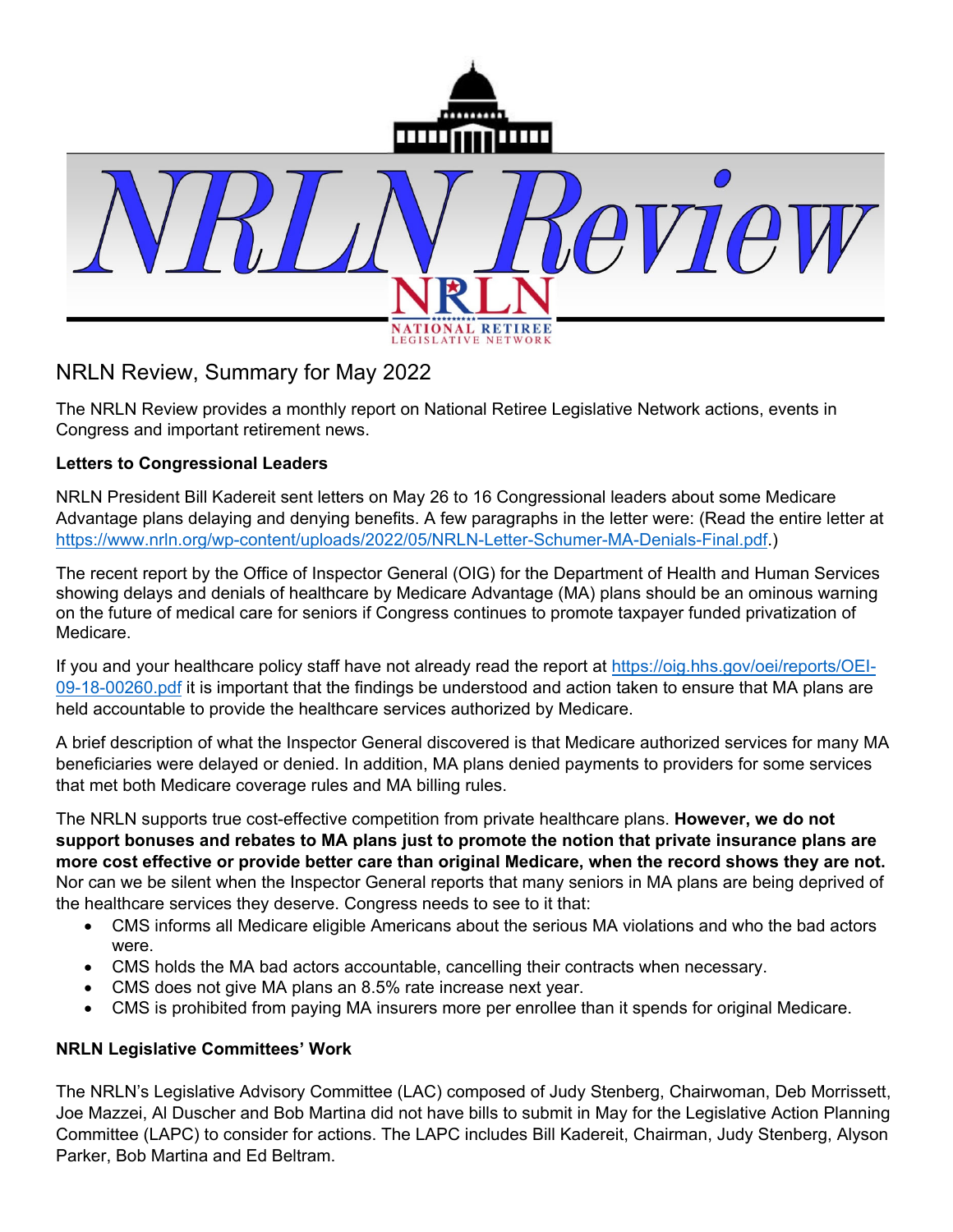# NRLN Review

NATIONAL RETIREE LEGISLATIVE NETWORK

## NRLN Review, Summary for May 2022

The NRLN Review provides a monthly report on National Retiree Legislative Network actions, events in Congress and important retirement news.

**Letters to Congressional Leaders**

NRLN President Bill Kadereit sent letters on May 26 to 16 Congressional leaders about some Medicare Advantage plans delaying and denying benefits. A few paragraphs in the letter were: (Read the entire letter at https://www.nrln.org/wp-content/uploads/2022/05/NRLN-Letter-Schumer-MA-Denials-Final.pdf.)

The recent report by the Office of Inspector General (OIG) for the Department of Health and Human Services showing delays and denials of healthcare by Medicare Advantage (MA) plans should be an ominous warning on the future of medical care for seniors if Congress continues to promote taxpayer funded privatization of Medicare.

If you and your healthcare policy staff have not already read the report at https://oig.hhs.gov/oei/reports/OEI-09-18-00260.pdf it is important that the findings be understood and action taken to ensure that MA plans are held accountable to provide the healthcare services authorized by Medicare.

A brief description of what the Inspector General discovered is that Medicare authorized services for many MA beneficiaries were delayed or denied. In addition, MA plans denied payments to providers for some services that met both Medicare coverage rules and MA billing rules.

The NRLN supports true cost-effective competition from private healthcare plans. **However, we do not support bonuses and rebates to MA plans just to promote the notion that private insurance plans are more cost effective or provide better care than original Medicare, when the record shows they are not.** Nor can we be silent when the Inspector General reports that many seniors in MA plans are being deprived of the healthcare services they deserve. Congress needs to see to it that:

- CMS informs all Medicare eligible Americans about the serious MA violations and who the bad actors were.
- CMS holds the MA bad actors accountable, cancelling their contracts when necessary.
- CMS does not give MA plans an 8.5% rate increase next year.
- CMS is prohibited from paying MA insurers more per enrollee than it spends for original Medicare.

**NRLN Legislative Committees' Work**

The NRLN's Legislative Advisory Committee (LAC) composed of Judy Stenberg, Chairwoman, Deb Morrissett, Joe Mazzei, Al Duscher and Bob Martina did not have bills to submit in May for the Legislative Action Planning Committee (LAPC) to consider for actions. The LAPC includes Bill Kadereit, Chairman, Judy Stenberg, Alyson Parker, Bob Martina and Ed Beltram.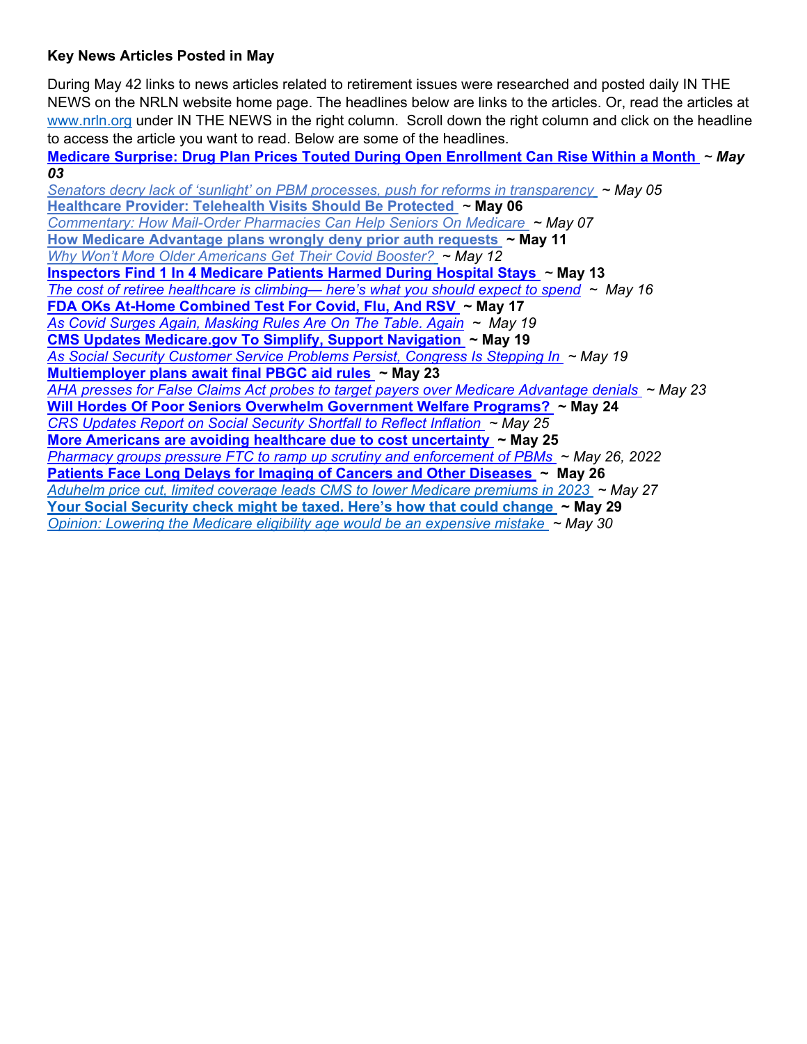**Key News Articles Posted in May**

During May 42 links to news articles related to retirement issues were researched and posted daily IN THE NEWS on the NRLN website home page. The headlines below are links to the articles. Or, read the articles at www.nrln.org under IN THE NEWS in the right column. Scroll down the right column and click on the headline to access the article you want to read. Below are some of the headlines.

**Medicare Surprise: Drug Plan Prices Touted During Open Enrollment Can Rise Within a Month** ~ ***May 03***

*Senators decry lack of 'sunlight' on PBM processes, push for reforms in transparency* ~ *May 05*

**Healthcare Provider: Telehealth Visits Should Be Protected** ~ **May 06**

*Commentary: How Mail-Order Pharmacies Can Help Seniors On Medicare* ~ *May 07*

**How Medicare Advantage plans wrongly deny prior auth requests** ~ **May 11**

*Why Won't More Older Americans Get Their Covid Booster?* ~ *May 12*

**Inspectors Find 1 In 4 Medicare Patients Harmed During Hospital Stays** ~ **May 13**

*The cost of retiree healthcare is climbing— here's what you should expect to spend* ~ *May 16*

**FDA OKs At-Home Combined Test For Covid, Flu, And RSV** ~ **May 17**

*As Covid Surges Again, Masking Rules Are On The Table. Again* ~ *May 19*

**CMS Updates Medicare.gov To Simplify, Support Navigation** ~ **May 19**

*As Social Security Customer Service Problems Persist, Congress Is Stepping In* ~ *May 19*

**Multiemployer plans await final PBGC aid rules** ~ **May 23**

*AHA presses for False Claims Act probes to target payers over Medicare Advantage denials* ~ *May 23*

**Will Hordes Of Poor Seniors Overwhelm Government Welfare Programs?** ~ **May 24**

*CRS Updates Report on Social Security Shortfall to Reflect Inflation* ~ *May 25*

**More Americans are avoiding healthcare due to cost uncertainty** ~ **May 25**

*Pharmacy groups pressure FTC to ramp up scrutiny and enforcement of PBMs* ~ *May 26, 2022*

**Patients Face Long Delays for Imaging of Cancers and Other Diseases** ~ **May 26**

*Aduhelm price cut, limited coverage leads CMS to lower Medicare premiums in 2023* ~ *May 27*

**Your Social Security check might be taxed. Here's how that could change** ~ **May 29**

*Opinion: Lowering the Medicare eligibility age would be an expensive mistake* ~ *May 30*